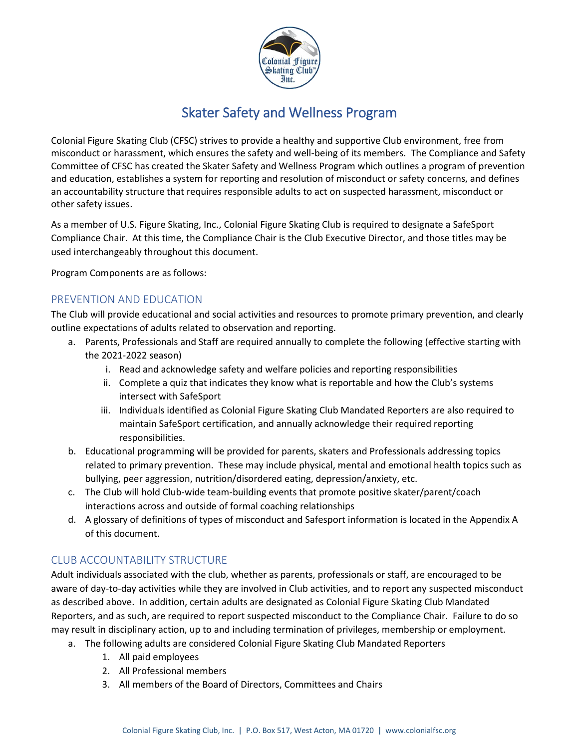# Skater Safety and Wellness Program

Colonial Figure Skating Club (CFSC) strives to provide a healthy and supportive Club environment, free from misconduct or harassment, which ensures the safety and well-being of its members. The Compliance and Safety Committee of CFSC has created the Skater Safety and Wellness Program which outlines a program of prevention and education, establishes a system for reporting and resolution of misconduct or safety concerns, and defines an accountability structure that requires responsible adults to act on suspected harassment, misconduct or other safety issues.

As a member of U.S. Figure Skating, Inc., Colonial Figure Skating Club is required to designate a SafeSport Compliance Chair. At this time, the Compliance Chair is the Club Executive Director, and those titles may be used interchangeably throughout this document.

Program Components are as follows:

## PREVENTION AND EDUCATION

The Club will provide educational and social activities and resources to promote primary prevention, and clearly outline expectations of adults related to observation and reporting.

a. Parents, Professionals and Staff are required annually to complete the following (effective starting with the 2021-2022 season)
   i. Read and acknowledge safety and welfare policies and reporting responsibilities
   ii. Complete a quiz that indicates they know what is reportable and how the Club's systems intersect with SafeSport
   iii. Individuals identified as Colonial Figure Skating Club Mandated Reporters are also required to maintain SafeSport certification, and annually acknowledge their required reporting responsibilities.

b. Educational programming will be provided for parents, skaters and Professionals addressing topics related to primary prevention. These may include physical, mental and emotional health topics such as bullying, peer aggression, nutrition/disordered eating, depression/anxiety, etc.

c. The Club will hold Club-wide team-building events that promote positive skater/parent/coach interactions across and outside of formal coaching relationships

d. A glossary of definitions of types of misconduct and Safesport information is located in the Appendix A of this document.

## CLUB ACCOUNTABILITY STRUCTURE

Adult individuals associated with the club, whether as parents, professionals or staff, are encouraged to be aware of day-to-day activities while they are involved in Club activities, and to report any suspected misconduct as described above. In addition, certain adults are designated as Colonial Figure Skating Club Mandated Reporters, and as such, are required to report suspected misconduct to the Compliance Chair. Failure to do so may result in disciplinary action, up to and including termination of privileges, membership or employment.

a. The following adults are considered Colonial Figure Skating Club Mandated Reporters
   1. All paid employees
   2. All Professional members
   3. All members of the Board of Directors, Committees and Chairs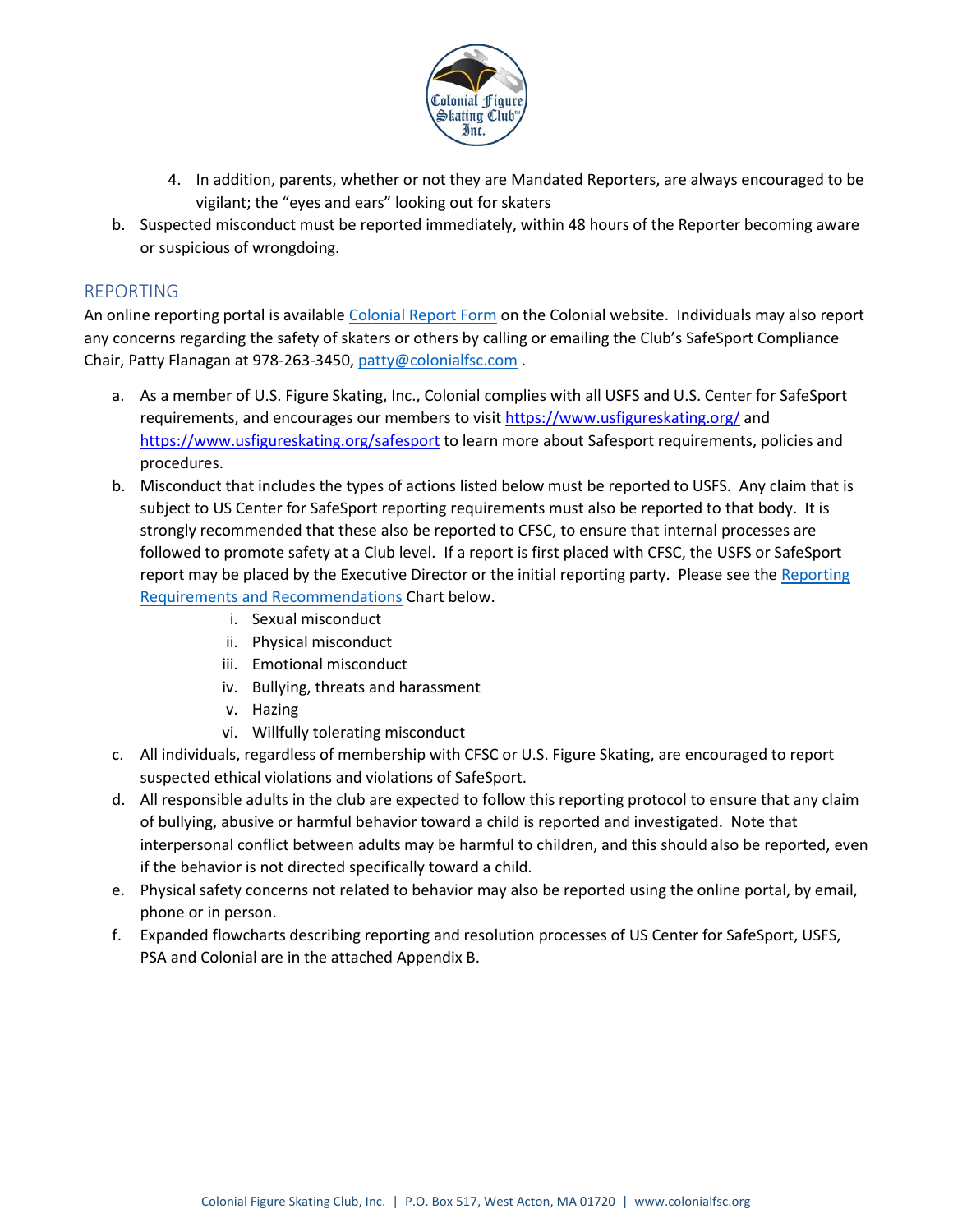4. In addition, parents, whether or not they are Mandated Reporters, are always encouraged to be vigilant; the "eyes and ears" looking out for skaters

b. Suspected misconduct must be reported immediately, within 48 hours of the Reporter becoming aware or suspicious of wrongdoing.

## REPORTING

An online reporting portal is available Colonial Report Form on the Colonial website. Individuals may also report any concerns regarding the safety of skaters or others by calling or emailing the Club's SafeSport Compliance Chair, Patty Flanagan at 978-263-3450, patty@colonialfsc.com .

a. As a member of U.S. Figure Skating, Inc., Colonial complies with all USFS and U.S. Center for SafeSport requirements, and encourages our members to visit https://www.usfigureskating.org/ and https://www.usfigureskating.org/safesport to learn more about Safesport requirements, policies and procedures.

b. Misconduct that includes the types of actions listed below must be reported to USFS. Any claim that is subject to US Center for SafeSport reporting requirements must also be reported to that body. It is strongly recommended that these also be reported to CFSC, to ensure that internal processes are followed to promote safety at a Club level. If a report is first placed with CFSC, the USFS or SafeSport report may be placed by the Executive Director or the initial reporting party. Please see the Reporting Requirements and Recommendations Chart below.
   i. Sexual misconduct
   ii. Physical misconduct
   iii. Emotional misconduct
   iv. Bullying, threats and harassment
   v. Hazing
   vi. Willfully tolerating misconduct

c. All individuals, regardless of membership with CFSC or U.S. Figure Skating, are encouraged to report suspected ethical violations and violations of SafeSport.

d. All responsible adults in the club are expected to follow this reporting protocol to ensure that any claim of bullying, abusive or harmful behavior toward a child is reported and investigated. Note that interpersonal conflict between adults may be harmful to children, and this should also be reported, even if the behavior is not directed specifically toward a child.

e. Physical safety concerns not related to behavior may also be reported using the online portal, by email, phone or in person.

f. Expanded flowcharts describing reporting and resolution processes of US Center for SafeSport, USFS, PSA and Colonial are in the attached Appendix B.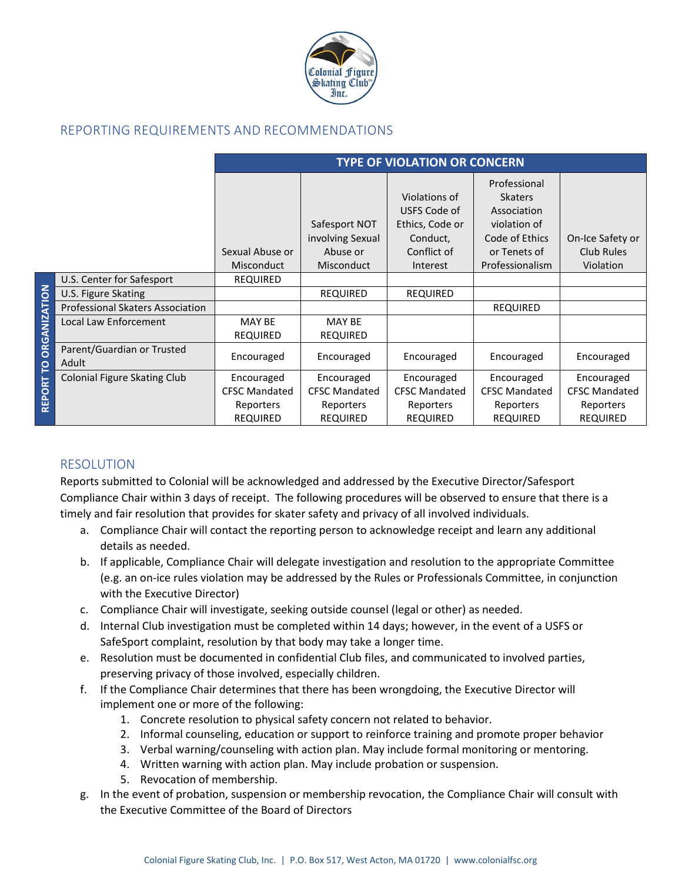## REPORTING REQUIREMENTS AND RECOMMENDATIONS

| REPORT TO ORGANIZATION | TYPE OF VIOLATION OR CONCERN | | | | |
|---|---|---|---|---|---|
| | Sexual Abuse or Misconduct | Safesport NOT involving Sexual Abuse or Misconduct | Violations of USFS Code of Ethics, Code or Conduct, Conflict of Interest | Professional Skaters Association violation of Code of Ethics or Tenets of Professionalism | On-Ice Safety or Club Rules Violation |
| U.S. Center for Safesport | REQUIRED | | | | |
| U.S. Figure Skating | | REQUIRED | REQUIRED | | |
| Professional Skaters Association | | | | REQUIRED | |
| Local Law Enforcement | MAY BE REQUIRED | MAY BE REQUIRED | | | |
| Parent/Guardian or Trusted Adult | Encouraged | Encouraged | Encouraged | Encouraged | Encouraged |
| Colonial Figure Skating Club | Encouraged CFSC Mandated Reporters REQUIRED | Encouraged CFSC Mandated Reporters REQUIRED | Encouraged CFSC Mandated Reporters REQUIRED | Encouraged CFSC Mandated Reporters REQUIRED | Encouraged CFSC Mandated Reporters REQUIRED |

## RESOLUTION

Reports submitted to Colonial will be acknowledged and addressed by the Executive Director/Safesport Compliance Chair within 3 days of receipt. The following procedures will be observed to ensure that there is a timely and fair resolution that provides for skater safety and privacy of all involved individuals.

a. Compliance Chair will contact the reporting person to acknowledge receipt and learn any additional details as needed.
b. If applicable, Compliance Chair will delegate investigation and resolution to the appropriate Committee (e.g. an on-ice rules violation may be addressed by the Rules or Professionals Committee, in conjunction with the Executive Director)
c. Compliance Chair will investigate, seeking outside counsel (legal or other) as needed.
d. Internal Club investigation must be completed within 14 days; however, in the event of a USFS or SafeSport complaint, resolution by that body may take a longer time.
e. Resolution must be documented in confidential Club files, and communicated to involved parties, preserving privacy of those involved, especially children.
f. If the Compliance Chair determines that there has been wrongdoing, the Executive Director will implement one or more of the following:
    1. Concrete resolution to physical safety concern not related to behavior.
    2. Informal counseling, education or support to reinforce training and promote proper behavior
    3. Verbal warning/counseling with action plan. May include formal monitoring or mentoring.
    4. Written warning with action plan. May include probation or suspension.
    5. Revocation of membership.
g. In the event of probation, suspension or membership revocation, the Compliance Chair will consult with the Executive Committee of the Board of Directors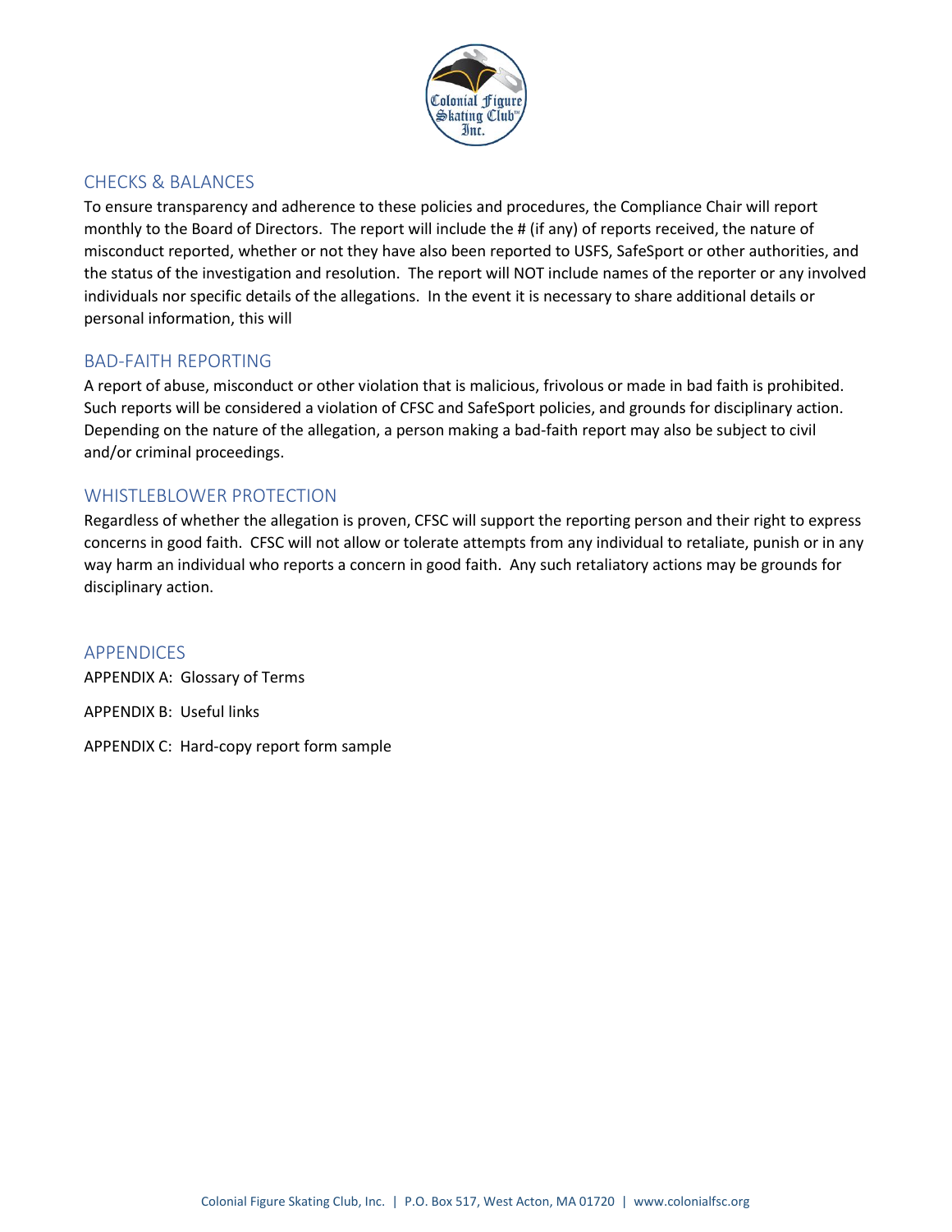## CHECKS & BALANCES

To ensure transparency and adherence to these policies and procedures, the Compliance Chair will report monthly to the Board of Directors. The report will include the # (if any) of reports received, the nature of misconduct reported, whether or not they have also been reported to USFS, SafeSport or other authorities, and the status of the investigation and resolution. The report will NOT include names of the reporter or any involved individuals nor specific details of the allegations. In the event it is necessary to share additional details or personal information, this will

## BAD-FAITH REPORTING

A report of abuse, misconduct or other violation that is malicious, frivolous or made in bad faith is prohibited. Such reports will be considered a violation of CFSC and SafeSport policies, and grounds for disciplinary action. Depending on the nature of the allegation, a person making a bad-faith report may also be subject to civil and/or criminal proceedings.

## WHISTLEBLOWER PROTECTION

Regardless of whether the allegation is proven, CFSC will support the reporting person and their right to express concerns in good faith. CFSC will not allow or tolerate attempts from any individual to retaliate, punish or in any way harm an individual who reports a concern in good faith. Any such retaliatory actions may be grounds for disciplinary action.

## APPENDICES

APPENDIX A: Glossary of Terms

APPENDIX B: Useful links

APPENDIX C: Hard-copy report form sample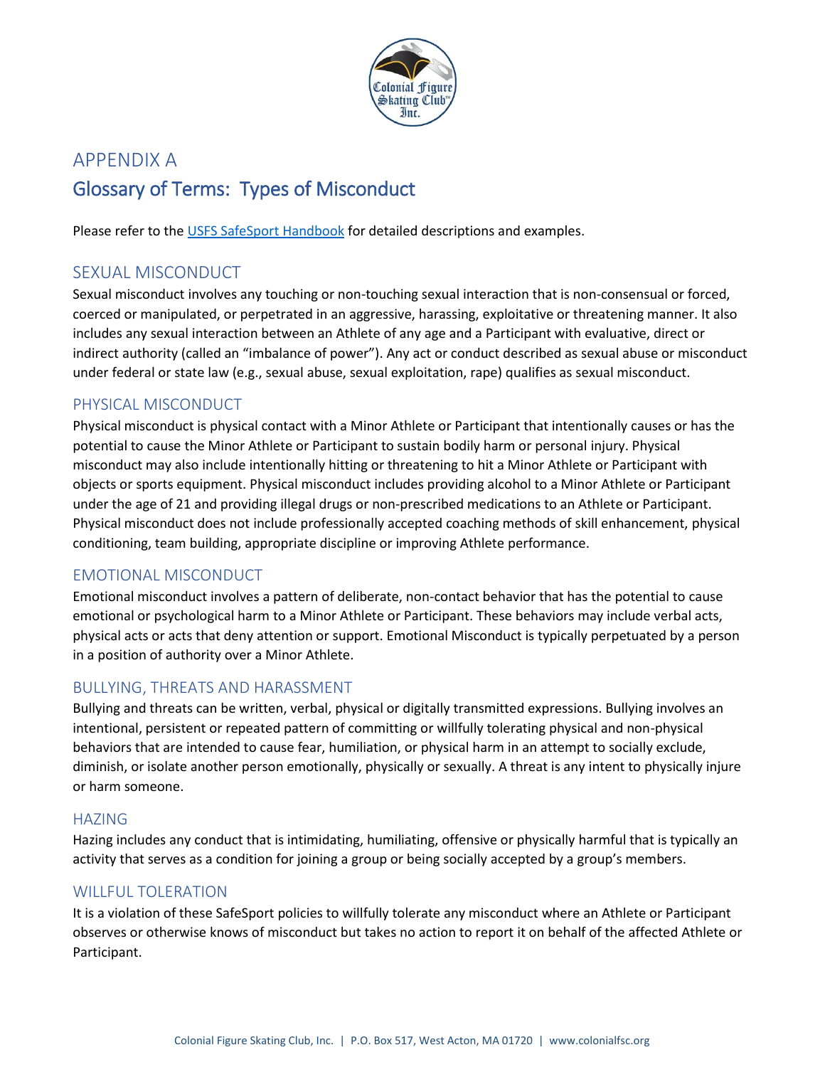# APPENDIX A

## Glossary of Terms: Types of Misconduct

Please refer to the [USFS SafeSport Handbook] for detailed descriptions and examples.

### SEXUAL MISCONDUCT

Sexual misconduct involves any touching or non-touching sexual interaction that is non-consensual or forced, coerced or manipulated, or perpetrated in an aggressive, harassing, exploitative or threatening manner. It also includes any sexual interaction between an Athlete of any age and a Participant with evaluative, direct or indirect authority (called an "imbalance of power"). Any act or conduct described as sexual abuse or misconduct under federal or state law (e.g., sexual abuse, sexual exploitation, rape) qualifies as sexual misconduct.

### PHYSICAL MISCONDUCT

Physical misconduct is physical contact with a Minor Athlete or Participant that intentionally causes or has the potential to cause the Minor Athlete or Participant to sustain bodily harm or personal injury. Physical misconduct may also include intentionally hitting or threatening to hit a Minor Athlete or Participant with objects or sports equipment. Physical misconduct includes providing alcohol to a Minor Athlete or Participant under the age of 21 and providing illegal drugs or non-prescribed medications to an Athlete or Participant. Physical misconduct does not include professionally accepted coaching methods of skill enhancement, physical conditioning, team building, appropriate discipline or improving Athlete performance.

### EMOTIONAL MISCONDUCT

Emotional misconduct involves a pattern of deliberate, non-contact behavior that has the potential to cause emotional or psychological harm to a Minor Athlete or Participant. These behaviors may include verbal acts, physical acts or acts that deny attention or support. Emotional Misconduct is typically perpetuated by a person in a position of authority over a Minor Athlete.

### BULLYING, THREATS AND HARASSMENT

Bullying and threats can be written, verbal, physical or digitally transmitted expressions. Bullying involves an intentional, persistent or repeated pattern of committing or willfully tolerating physical and non-physical behaviors that are intended to cause fear, humiliation, or physical harm in an attempt to socially exclude, diminish, or isolate another person emotionally, physically or sexually. A threat is any intent to physically injure or harm someone.

### HAZING

Hazing includes any conduct that is intimidating, humiliating, offensive or physically harmful that is typically an activity that serves as a condition for joining a group or being socially accepted by a group's members.

### WILLFUL TOLERATION

It is a violation of these SafeSport policies to willfully tolerate any misconduct where an Athlete or Participant observes or otherwise knows of misconduct but takes no action to report it on behalf of the affected Athlete or Participant.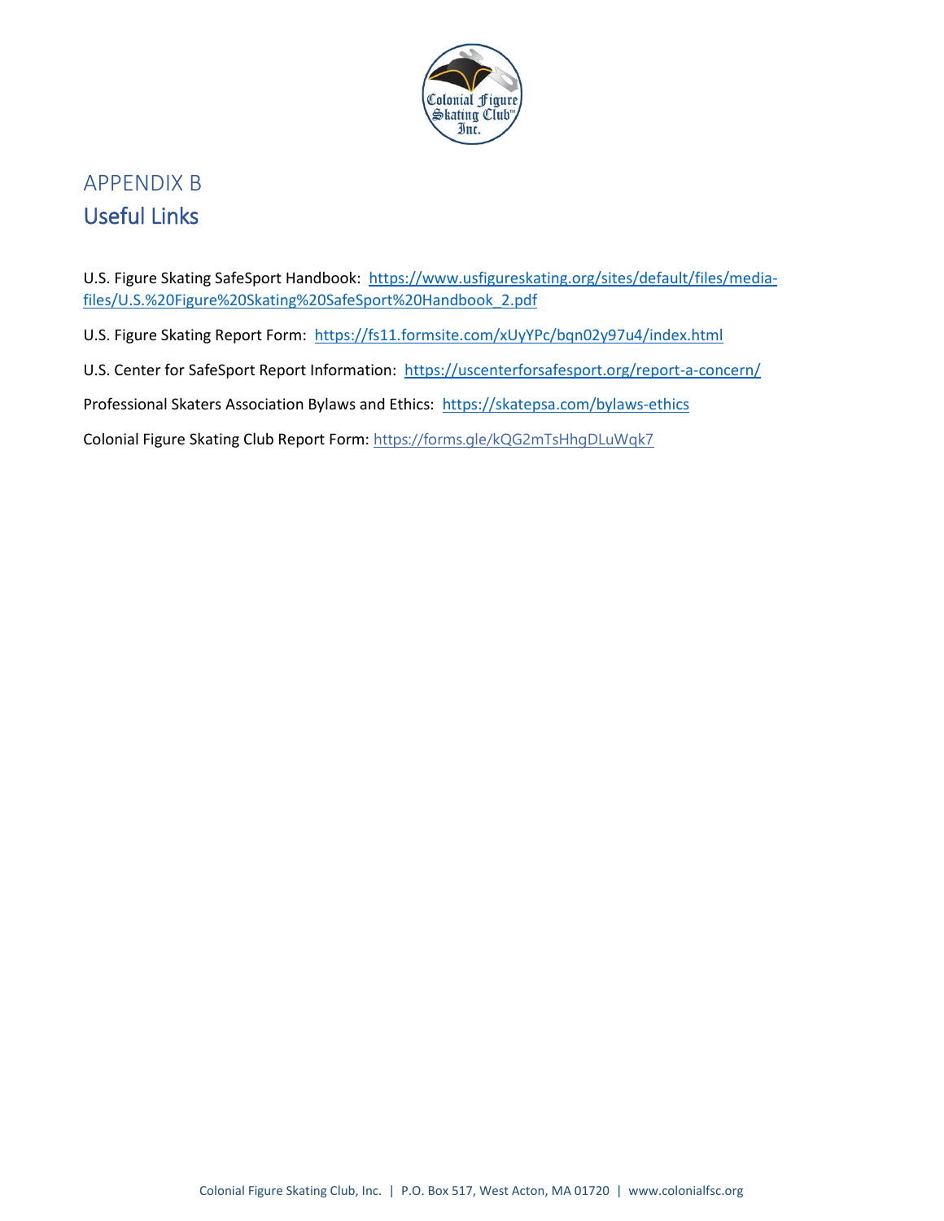# APPENDIX B

## Useful Links

U.S. Figure Skating SafeSport Handbook: https://www.usfigureskating.org/sites/default/files/media-files/U.S.%20Figure%20Skating%20SafeSport%20Handbook_2.pdf

U.S. Figure Skating Report Form: https://fs11.formsite.com/xUyYPc/bqn02y97u4/index.html

U.S. Center for SafeSport Report Information: https://uscenterforsafesport.org/report-a-concern/

Professional Skaters Association Bylaws and Ethics: https://skatepsa.com/bylaws-ethics

Colonial Figure Skating Club Report Form: https://forms.gle/kQG2mTsHhgDLuWqk7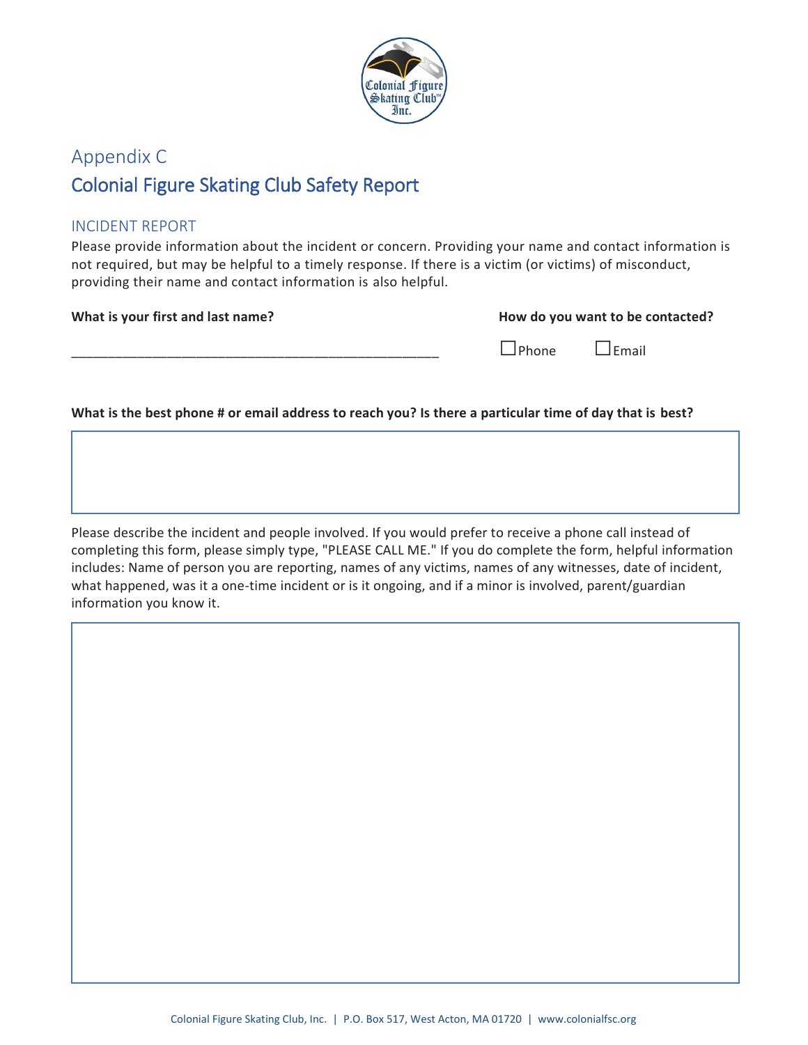# Appendix C

## Colonial Figure Skating Club Safety Report

### INCIDENT REPORT

Please provide information about the incident or concern. Providing your name and contact information is not required, but may be helpful to a timely response. If there is a victim (or victims) of misconduct, providing their name and contact information is also helpful.

**What is your first and last name?**

_______________________________________________

**How do you want to be contacted?**

☐ Phone ☐ Email

**What is the best phone # or email address to reach you? Is there a particular time of day that is best?**

&nbsp;

Please describe the incident and people involved. If you would prefer to receive a phone call instead of completing this form, please simply type, "PLEASE CALL ME." If you do complete the form, helpful information includes: Name of person you are reporting, names of any victims, names of any witnesses, date of incident, what happened, was it a one-time incident or is it ongoing, and if a minor is involved, parent/guardian information you know it.

&nbsp;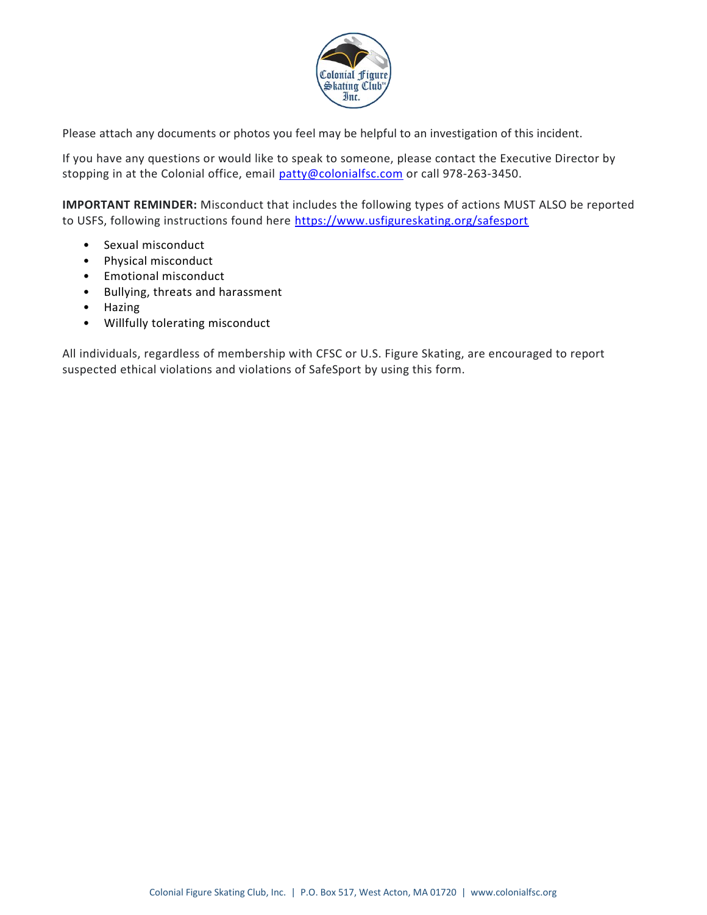Please attach any documents or photos you feel may be helpful to an investigation of this incident.

If you have any questions or would like to speak to someone, please contact the Executive Director by stopping in at the Colonial office, email patty@colonialfsc.com or call 978-263-3450.

**IMPORTANT REMINDER:** Misconduct that includes the following types of actions MUST ALSO be reported to USFS, following instructions found here https://www.usfigureskating.org/safesport

- Sexual misconduct
- Physical misconduct
- Emotional misconduct
- Bullying, threats and harassment
- Hazing
- Willfully tolerating misconduct

All individuals, regardless of membership with CFSC or U.S. Figure Skating, are encouraged to report suspected ethical violations and violations of SafeSport by using this form.